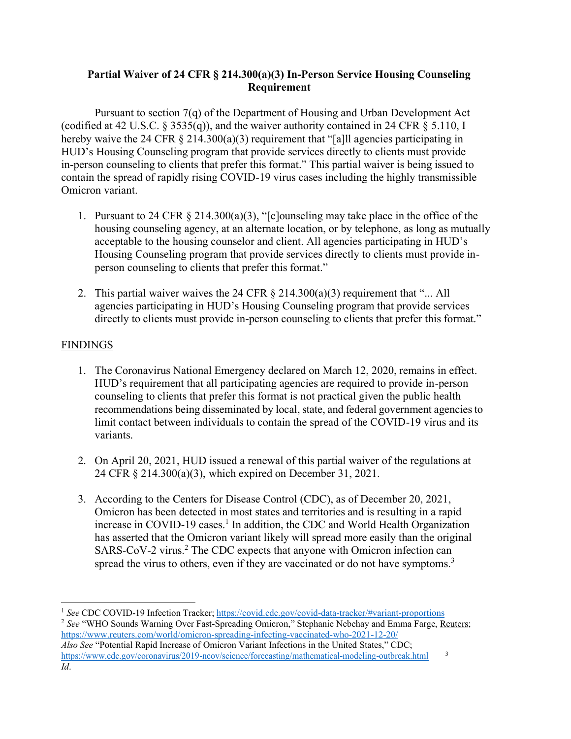**Partial Waiver of 24 CFR § 214.300(a)(3) In-Person Service Housing Counseling Requirement**

Pursuant to section 7(q) of the Department of Housing and Urban Development Act (codified at 42 U.S.C. § 3535(q)), and the waiver authority contained in 24 CFR § 5.110, I hereby waive the 24 CFR § 214.300(a)(3) requirement that "[a]ll agencies participating in HUD's Housing Counseling program that provide services directly to clients must provide in-person counseling to clients that prefer this format." This partial waiver is being issued to contain the spread of rapidly rising COVID-19 virus cases including the highly transmissible Omicron variant.

1. Pursuant to 24 CFR § 214.300(a)(3), "[c]ounseling may take place in the office of the housing counseling agency, at an alternate location, or by telephone, as long as mutually acceptable to the housing counselor and client. All agencies participating in HUD's Housing Counseling program that provide services directly to clients must provide in-person counseling to clients that prefer this format."

2. This partial waiver waives the 24 CFR § 214.300(a)(3) requirement that "... All agencies participating in HUD's Housing Counseling program that provide services directly to clients must provide in-person counseling to clients that prefer this format."

<u>FINDINGS</u>

1. The Coronavirus National Emergency declared on March 12, 2020, remains in effect. HUD's requirement that all participating agencies are required to provide in-person counseling to clients that prefer this format is not practical given the public health recommendations being disseminated by local, state, and federal government agencies to limit contact between individuals to contain the spread of the COVID-19 virus and its variants.

2. On April 20, 2021, HUD issued a renewal of this partial waiver of the regulations at 24 CFR § 214.300(a)(3), which expired on December 31, 2021.

3. According to the Centers for Disease Control (CDC), as of December 20, 2021, Omicron has been detected in most states and territories and is resulting in a rapid increase in COVID-19 cases.[1] In addition, the CDC and World Health Organization has asserted that the Omicron variant likely will spread more easily than the original SARS-CoV-2 virus.[2] The CDC expects that anyone with Omicron infection can spread the virus to others, even if they are vaccinated or do not have symptoms.[3]

---

[1] *See* CDC COVID-19 Infection Tracker; https://covid.cdc.gov/covid-data-tracker/#variant-proportions

[2] *See* "WHO Sounds Warning Over Fast-Spreading Omicron," Stephanie Nebehay and Emma Farge, Reuters; https://www.reuters.com/world/omicron-spreading-infecting-vaccinated-who-2021-12-20/
*Also See* "Potential Rapid Increase of Omicron Variant Infections in the United States," CDC; https://www.cdc.gov/coronavirus/2019-ncov/science/forecasting/mathematical-modeling-outbreak.html

[3] *Id*.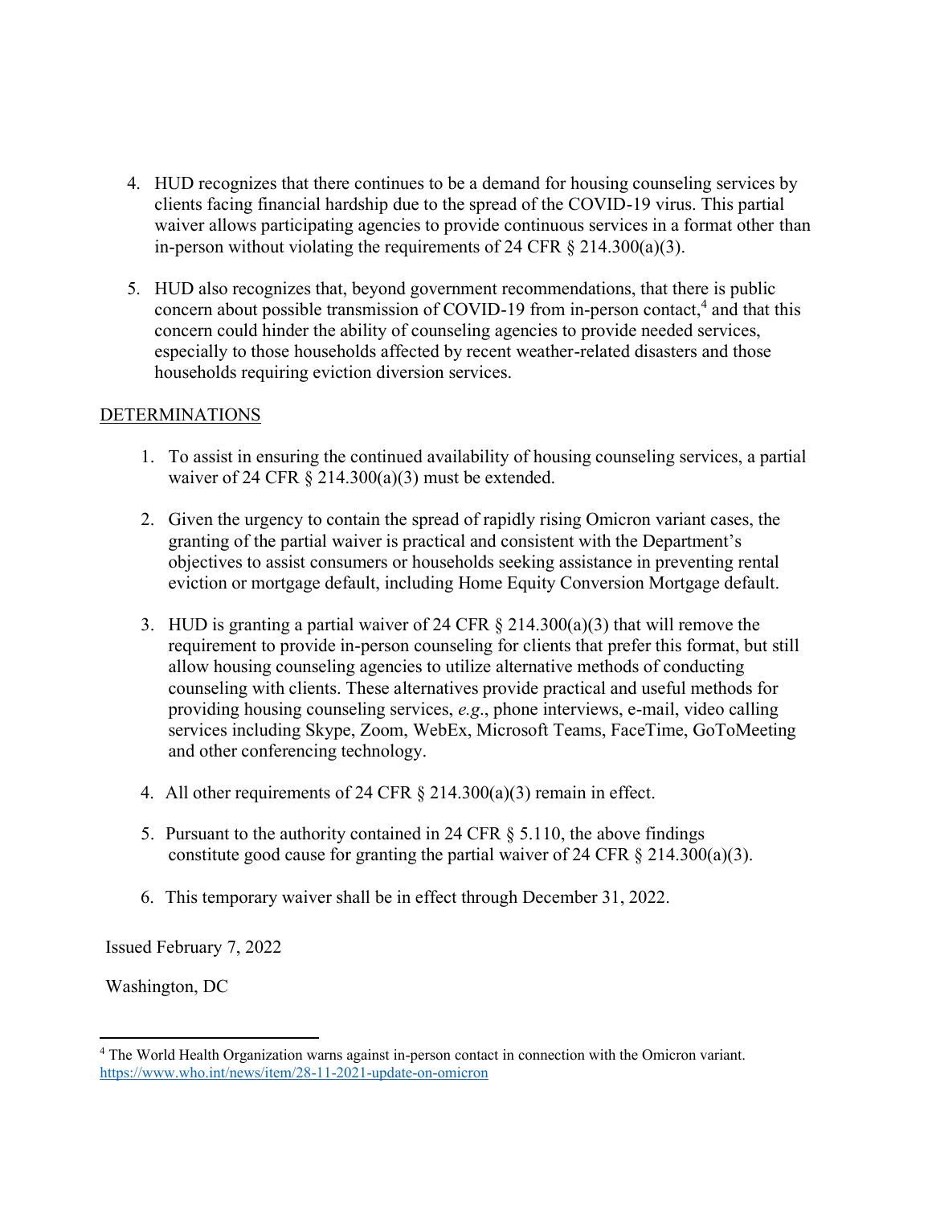4. HUD recognizes that there continues to be a demand for housing counseling services by clients facing financial hardship due to the spread of the COVID-19 virus. This partial waiver allows participating agencies to provide continuous services in a format other than in-person without violating the requirements of 24 CFR § 214.300(a)(3).

5. HUD also recognizes that, beyond government recommendations, that there is public concern about possible transmission of COVID-19 from in-person contact,[4] and that this concern could hinder the ability of counseling agencies to provide needed services, especially to those households affected by recent weather-related disasters and those households requiring eviction diversion services.

<u>DETERMINATIONS</u>

1. To assist in ensuring the continued availability of housing counseling services, a partial waiver of 24 CFR § 214.300(a)(3) must be extended.

2. Given the urgency to contain the spread of rapidly rising Omicron variant cases, the granting of the partial waiver is practical and consistent with the Department's objectives to assist consumers or households seeking assistance in preventing rental eviction or mortgage default, including Home Equity Conversion Mortgage default.

3. HUD is granting a partial waiver of 24 CFR § 214.300(a)(3) that will remove the requirement to provide in-person counseling for clients that prefer this format, but still allow housing counseling agencies to utilize alternative methods of conducting counseling with clients. These alternatives provide practical and useful methods for providing housing counseling services, *e.g*., phone interviews, e-mail, video calling services including Skype, Zoom, WebEx, Microsoft Teams, FaceTime, GoToMeeting and other conferencing technology.

4. All other requirements of 24 CFR § 214.300(a)(3) remain in effect.

5. Pursuant to the authority contained in 24 CFR § 5.110, the above findings constitute good cause for granting the partial waiver of 24 CFR § 214.300(a)(3).

6. This temporary waiver shall be in effect through December 31, 2022.

Issued February 7, 2022

Washington, DC

---

[4] The World Health Organization warns against in-person contact in connection with the Omicron variant. https://www.who.int/news/item/28-11-2021-update-on-omicron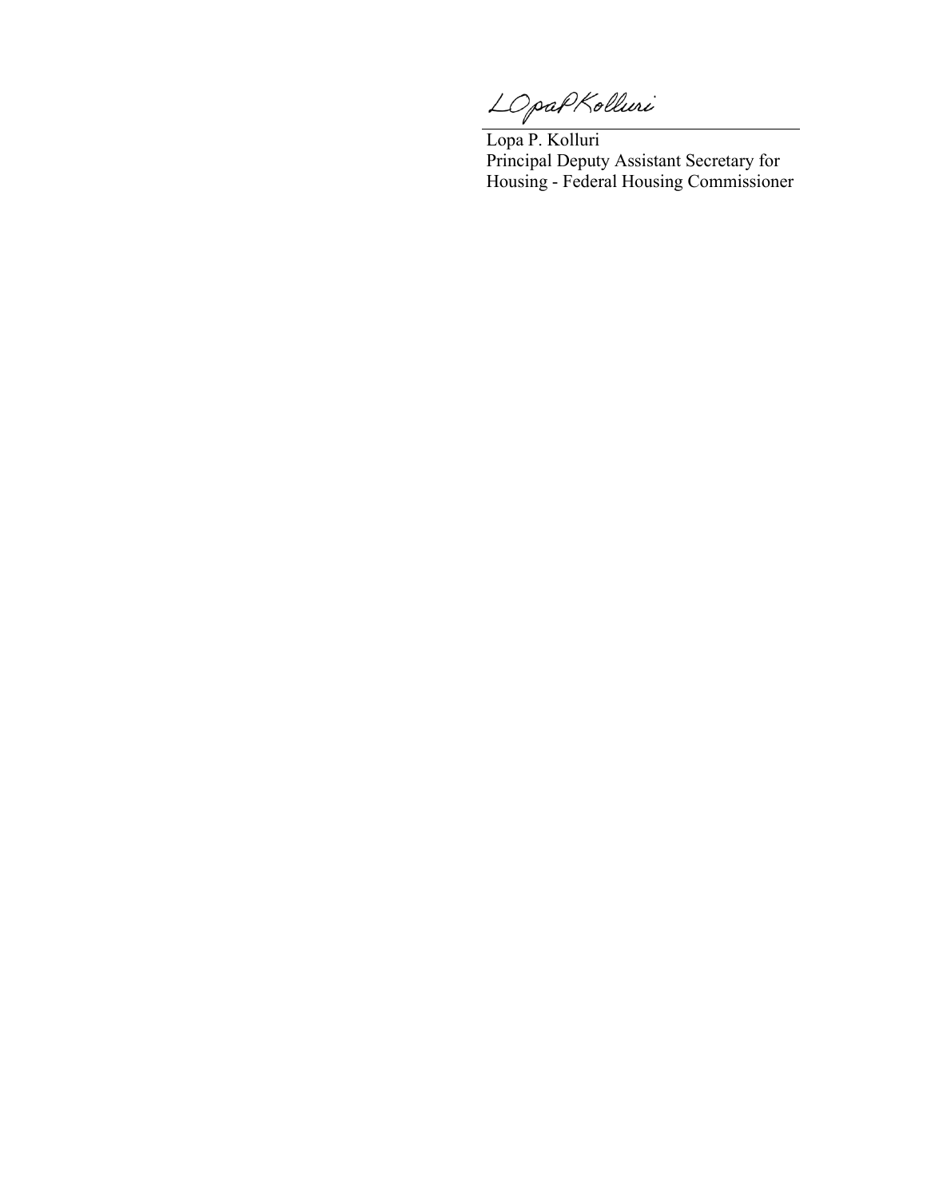LOpaP Kolluri

Lopa P. Kolluri
Principal Deputy Assistant Secretary for
Housing - Federal Housing Commissioner